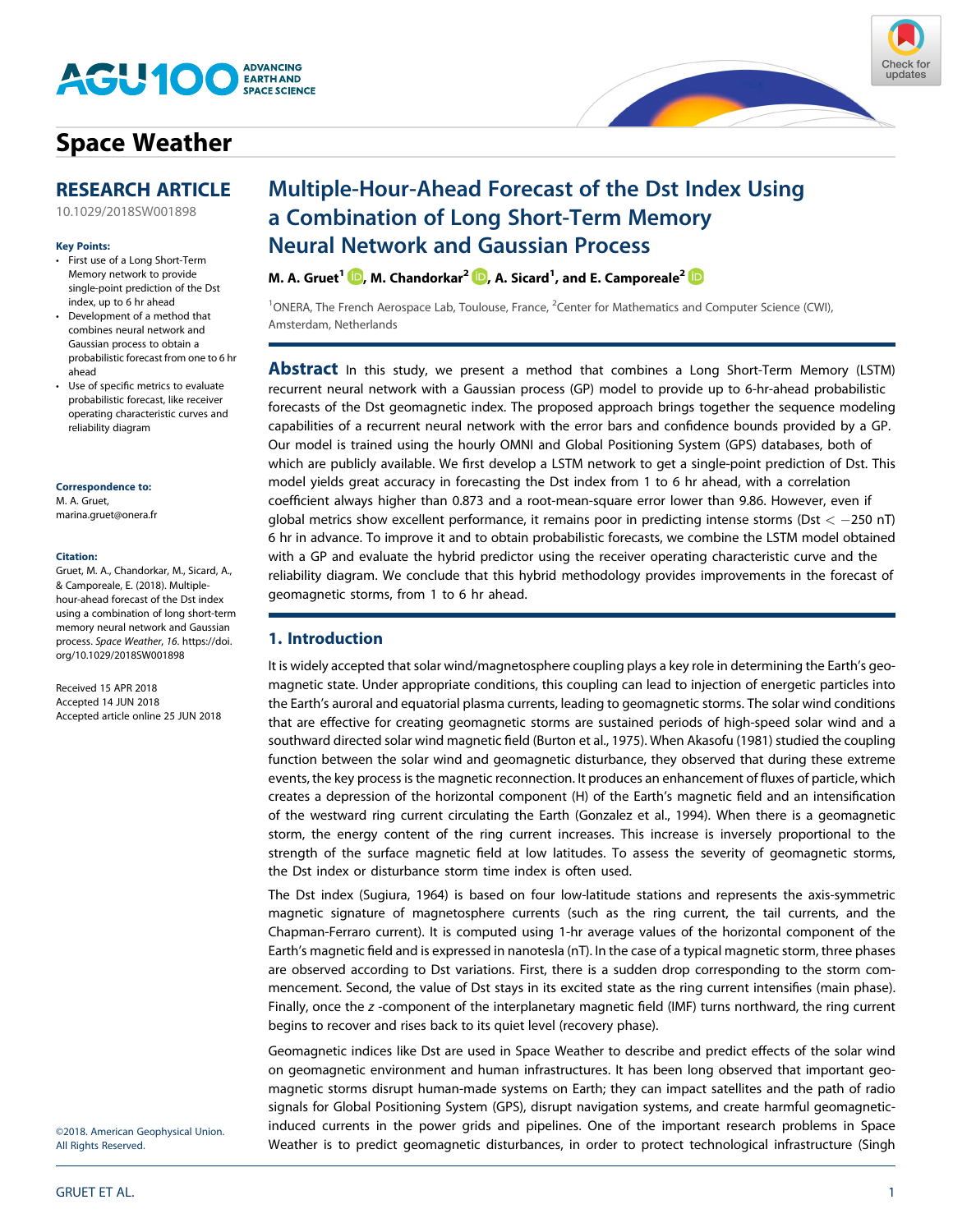Space Weather

RESEARCH ARTICLE

10.1029/2018SW001898

**Key Points:**

- First use of a Long Short-Term Memory network to provide single-point prediction of the Dst index, up to 6 hr ahead
- Development of a method that combines neural network and Gaussian process to obtain a probabilistic forecast from one to 6 hr ahead
- Use of specific metrics to evaluate probabilistic forecast, like receiver operating characteristic curves and reliability diagram

**Correspondence to:**
M. A. Gruet,
marina.gruet@onera.fr

**Citation:**
Gruet, M. A., Chandorkar, M., Sicard, A., & Camporeale, E. (2018). Multiple-hour-ahead forecast of the Dst index using a combination of long short-term memory neural network and Gaussian process. *Space Weather*, *16*. https://doi.org/10.1029/2018SW001898

Received 15 APR 2018
Accepted 14 JUN 2018
Accepted article online 25 JUN 2018

©2018. American Geophysical Union. All Rights Reserved.

# Multiple-Hour-Ahead Forecast of the Dst Index Using a Combination of Long Short-Term Memory Neural Network and Gaussian Process

**M. A. Gruet[1], M. Chandorkar[2], A. Sicard[1], and E. Camporeale[2]**

[1]ONERA, The French Aerospace Lab, Toulouse, France, [2]Center for Mathematics and Computer Science (CWI), Amsterdam, Netherlands

**Abstract** In this study, we present a method that combines a Long Short-Term Memory (LSTM) recurrent neural network with a Gaussian process (GP) model to provide up to 6-hr-ahead probabilistic forecasts of the Dst geomagnetic index. The proposed approach brings together the sequence modeling capabilities of a recurrent neural network with the error bars and confidence bounds provided by a GP. Our model is trained using the hourly OMNI and Global Positioning System (GPS) databases, both of which are publicly available. We first develop a LSTM network to get a single-point prediction of Dst. This model yields great accuracy in forecasting the Dst index from 1 to 6 hr ahead, with a correlation coefficient always higher than 0.873 and a root-mean-square error lower than 9.86. However, even if global metrics show excellent performance, it remains poor in predicting intense storms (Dst $< -250$ nT) 6 hr in advance. To improve it and to obtain probabilistic forecasts, we combine the LSTM model obtained with a GP and evaluate the hybrid predictor using the receiver operating characteristic curve and the reliability diagram. We conclude that this hybrid methodology provides improvements in the forecast of geomagnetic storms, from 1 to 6 hr ahead.

## 1. Introduction

It is widely accepted that solar wind/magnetosphere coupling plays a key role in determining the Earth's geomagnetic state. Under appropriate conditions, this coupling can lead to injection of energetic particles into the Earth's auroral and equatorial plasma currents, leading to geomagnetic storms. The solar wind conditions that are effective for creating geomagnetic storms are sustained periods of high-speed solar wind and a southward directed solar wind magnetic field (Burton et al., 1975). When Akasofu (1981) studied the coupling function between the solar wind and geomagnetic disturbance, they observed that during these extreme events, the key process is the magnetic reconnection. It produces an enhancement of fluxes of particle, which creates a depression of the horizontal component (H) of the Earth's magnetic field and an intensification of the westward ring current circulating the Earth (Gonzalez et al., 1994). When there is a geomagnetic storm, the energy content of the ring current increases. This increase is inversely proportional to the strength of the surface magnetic field at low latitudes. To assess the severity of geomagnetic storms, the Dst index or disturbance storm time index is often used.

The Dst index (Sugiura, 1964) is based on four low-latitude stations and represents the axis-symmetric magnetic signature of magnetosphere currents (such as the ring current, the tail currents, and the Chapman-Ferraro current). It is computed using 1-hr average values of the horizontal component of the Earth's magnetic field and is expressed in nanotesla (nT). In the case of a typical magnetic storm, three phases are observed according to Dst variations. First, there is a sudden drop corresponding to the storm commencement. Second, the value of Dst stays in its excited state as the ring current intensifies (main phase). Finally, once the $z$ -component of the interplanetary magnetic field (IMF) turns northward, the ring current begins to recover and rises back to its quiet level (recovery phase).

Geomagnetic indices like Dst are used in Space Weather to describe and predict effects of the solar wind on geomagnetic environment and human infrastructures. It has been long observed that important geomagnetic storms disrupt human-made systems on Earth; they can impact satellites and the path of radio signals for Global Positioning System (GPS), disrupt navigation systems, and create harmful geomagnetic-induced currents in the power grids and pipelines. One of the important research problems in Space Weather is to predict geomagnetic disturbances, in order to protect technological infrastructure (Singh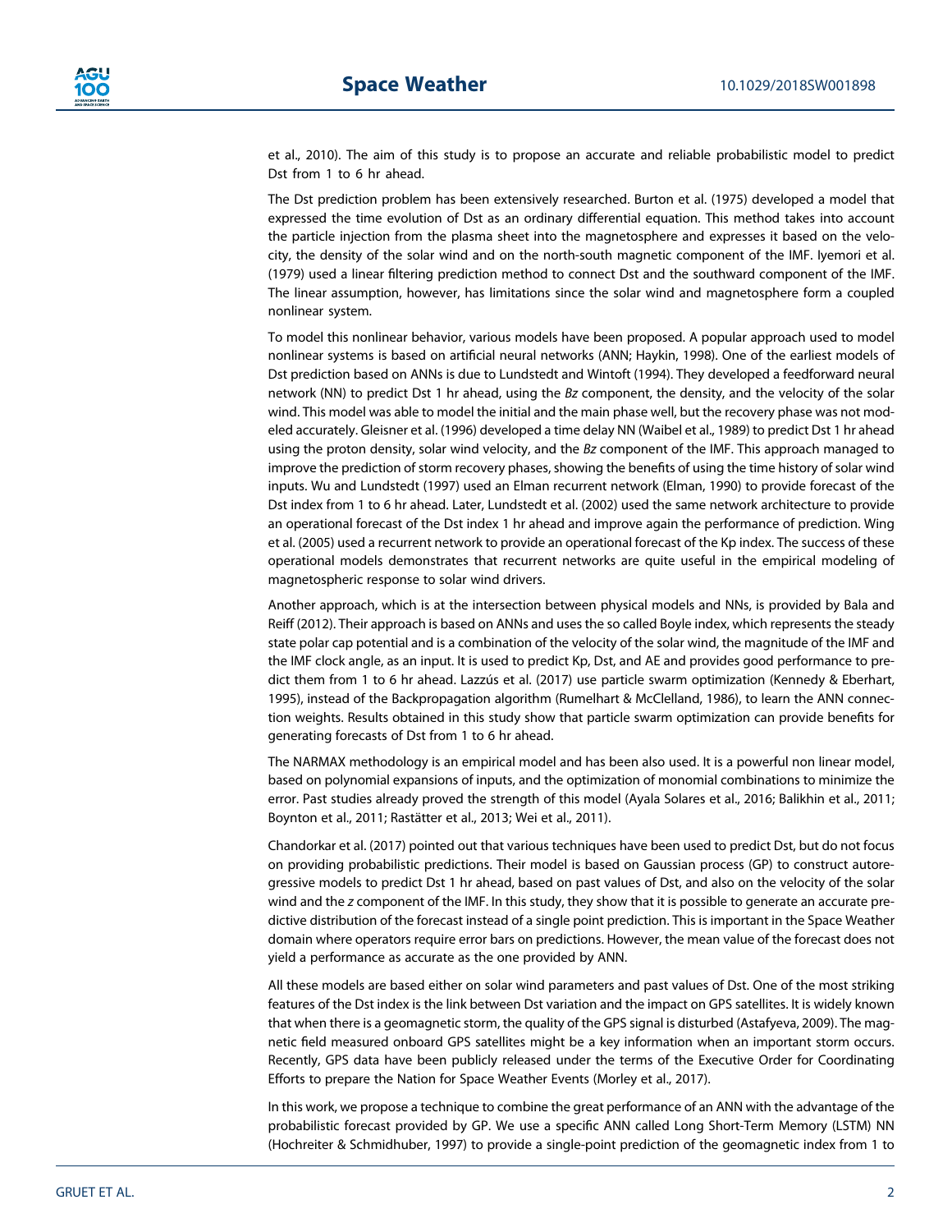et al., 2010). The aim of this study is to propose an accurate and reliable probabilistic model to predict Dst from 1 to 6 hr ahead.

The Dst prediction problem has been extensively researched. Burton et al. (1975) developed a model that expressed the time evolution of Dst as an ordinary differential equation. This method takes into account the particle injection from the plasma sheet into the magnetosphere and expresses it based on the velocity, the density of the solar wind and on the north-south magnetic component of the IMF. Iyemori et al. (1979) used a linear filtering prediction method to connect Dst and the southward component of the IMF. The linear assumption, however, has limitations since the solar wind and magnetosphere form a coupled nonlinear system.

To model this nonlinear behavior, various models have been proposed. A popular approach used to model nonlinear systems is based on artificial neural networks (ANN; Haykin, 1998). One of the earliest models of Dst prediction based on ANNs is due to Lundstedt and Wintoft (1994). They developed a feedforward neural network (NN) to predict Dst 1 hr ahead, using the *Bz* component, the density, and the velocity of the solar wind. This model was able to model the initial and the main phase well, but the recovery phase was not modeled accurately. Gleisner et al. (1996) developed a time delay NN (Waibel et al., 1989) to predict Dst 1 hr ahead using the proton density, solar wind velocity, and the *Bz* component of the IMF. This approach managed to improve the prediction of storm recovery phases, showing the benefits of using the time history of solar wind inputs. Wu and Lundstedt (1997) used an Elman recurrent network (Elman, 1990) to provide forecast of the Dst index from 1 to 6 hr ahead. Later, Lundstedt et al. (2002) used the same network architecture to provide an operational forecast of the Dst index 1 hr ahead and improve again the performance of prediction. Wing et al. (2005) used a recurrent network to provide an operational forecast of the Kp index. The success of these operational models demonstrates that recurrent networks are quite useful in the empirical modeling of magnetospheric response to solar wind drivers.

Another approach, which is at the intersection between physical models and NNs, is provided by Bala and Reiff (2012). Their approach is based on ANNs and uses the so called Boyle index, which represents the steady state polar cap potential and is a combination of the velocity of the solar wind, the magnitude of the IMF and the IMF clock angle, as an input. It is used to predict Kp, Dst, and AE and provides good performance to predict them from 1 to 6 hr ahead. Lazzús et al. (2017) use particle swarm optimization (Kennedy & Eberhart, 1995), instead of the Backpropagation algorithm (Rumelhart & McClelland, 1986), to learn the ANN connection weights. Results obtained in this study show that particle swarm optimization can provide benefits for generating forecasts of Dst from 1 to 6 hr ahead.

The NARMAX methodology is an empirical model and has been also used. It is a powerful non linear model, based on polynomial expansions of inputs, and the optimization of monomial combinations to minimize the error. Past studies already proved the strength of this model (Ayala Solares et al., 2016; Balikhin et al., 2011; Boynton et al., 2011; Rastätter et al., 2013; Wei et al., 2011).

Chandorkar et al. (2017) pointed out that various techniques have been used to predict Dst, but do not focus on providing probabilistic predictions. Their model is based on Gaussian process (GP) to construct autoregressive models to predict Dst 1 hr ahead, based on past values of Dst, and also on the velocity of the solar wind and the *z* component of the IMF. In this study, they show that it is possible to generate an accurate predictive distribution of the forecast instead of a single point prediction. This is important in the Space Weather domain where operators require error bars on predictions. However, the mean value of the forecast does not yield a performance as accurate as the one provided by ANN.

All these models are based either on solar wind parameters and past values of Dst. One of the most striking features of the Dst index is the link between Dst variation and the impact on GPS satellites. It is widely known that when there is a geomagnetic storm, the quality of the GPS signal is disturbed (Astafyeva, 2009). The magnetic field measured onboard GPS satellites might be a key information when an important storm occurs. Recently, GPS data have been publicly released under the terms of the Executive Order for Coordinating Efforts to prepare the Nation for Space Weather Events (Morley et al., 2017).

In this work, we propose a technique to combine the great performance of an ANN with the advantage of the probabilistic forecast provided by GP. We use a specific ANN called Long Short-Term Memory (LSTM) NN (Hochreiter & Schmidhuber, 1997) to provide a single-point prediction of the geomagnetic index from 1 to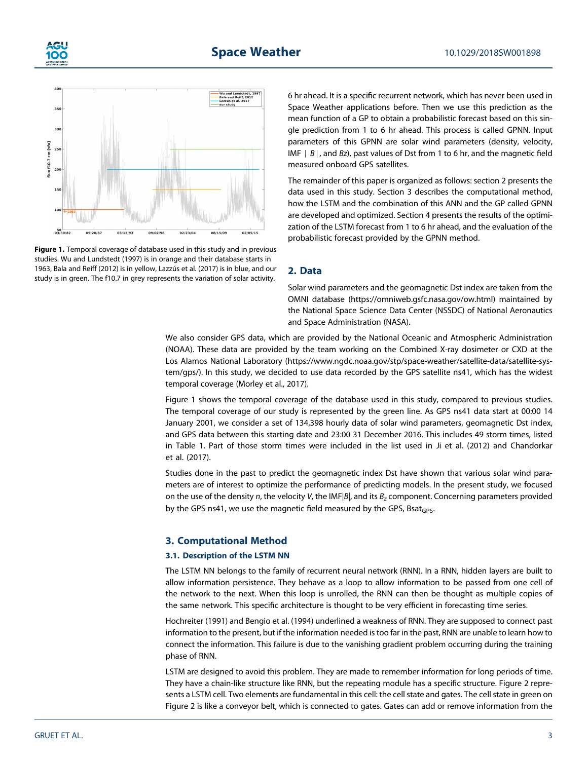Figure 1. Temporal coverage of database used in this study and in previous studies. Wu and Lundstedt (1997) is in orange and their database starts in 1963, Bala and Reiff (2012) is in yellow, Lazzús et al. (2017) is in blue, and our study is in green. The f10.7 in grey represents the variation of solar activity.

6 hr ahead. It is a specific recurrent network, which has never been used in Space Weather applications before. Then we use this prediction as the mean function of a GP to obtain a probabilistic forecast based on this single prediction from 1 to 6 hr ahead. This process is called GPNN. Input parameters of this GPNN are solar wind parameters (density, velocity, IMF $|B|$, and $Bz$), past values of Dst from 1 to 6 hr, and the magnetic field measured onboard GPS satellites.

The remainder of this paper is organized as follows: section 2 presents the data used in this study. Section 3 describes the computational method, how the LSTM and the combination of this ANN and the GP called GPNN are developed and optimized. Section 4 presents the results of the optimization of the LSTM forecast from 1 to 6 hr ahead, and the evaluation of the probabilistic forecast provided by the GPNN method.

## 2. Data

Solar wind parameters and the geomagnetic Dst index are taken from the OMNI database (https://omniweb.gsfc.nasa.gov/ow.html) maintained by the National Space Science Data Center (NSSDC) of National Aeronautics and Space Administration (NASA).

We also consider GPS data, which are provided by the National Oceanic and Atmospheric Administration (NOAA). These data are provided by the team working on the Combined X-ray dosimeter or CXD at the Los Alamos National Laboratory (https://www.ngdc.noaa.gov/stp/space-weather/satellite-data/satellite-system/gps/). In this study, we decided to use data recorded by the GPS satellite ns41, which has the widest temporal coverage (Morley et al., 2017).

Figure 1 shows the temporal coverage of the database used in this study, compared to previous studies. The temporal coverage of our study is represented by the green line. As GPS ns41 data start at 00:00 14 January 2001, we consider a set of 134,398 hourly data of solar wind parameters, geomagnetic Dst index, and GPS data between this starting date and 23:00 31 December 2016. This includes 49 storm times, listed in Table 1. Part of those storm times were included in the list used in Ji et al. (2012) and Chandorkar et al. (2017).

Studies done in the past to predict the geomagnetic index Dst have shown that various solar wind parameters are of interest to optimize the performance of predicting models. In the present study, we focused on the use of the density $n$, the velocity $V$, the IMF$|B|$, and its $B_z$ component. Concerning parameters provided by the GPS ns41, we use the magnetic field measured by the GPS, $\mathrm{Bsat}_{\mathrm{GPS}}$.

## 3. Computational Method

### 3.1. Description of the LSTM NN

The LSTM NN belongs to the family of recurrent neural network (RNN). In a RNN, hidden layers are built to allow information persistence. They behave as a loop to allow information to be passed from one cell of the network to the next. When this loop is unrolled, the RNN can then be thought as multiple copies of the same network. This specific architecture is thought to be very efficient in forecasting time series.

Hochreiter (1991) and Bengio et al. (1994) underlined a weakness of RNN. They are supposed to connect past information to the present, but if the information needed is too far in the past, RNN are unable to learn how to connect the information. This failure is due to the vanishing gradient problem occurring during the training phase of RNN.

LSTM are designed to avoid this problem. They are made to remember information for long periods of time. They have a chain-like structure like RNN, but the repeating module has a specific structure. Figure 2 represents a LSTM cell. Two elements are fundamental in this cell: the cell state and gates. The cell state in green on Figure 2 is like a conveyor belt, which is connected to gates. Gates can add or remove information from the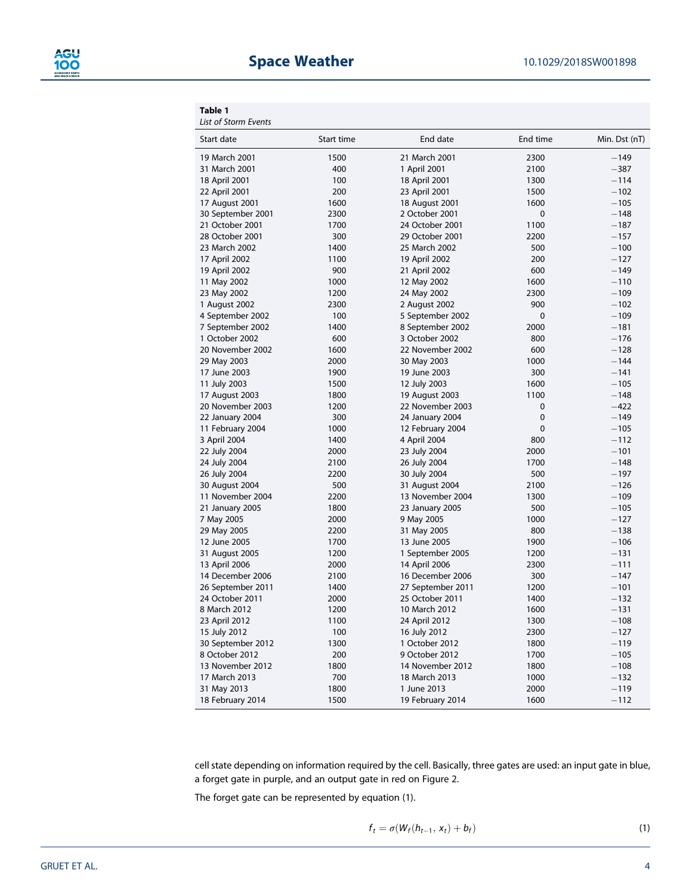**Table 1**
*List of Storm Events*

| Start date | Start time | End date | End time | Min. Dst (nT) |
|---|---|---|---|---|
| 19 March 2001 | 1500 | 21 March 2001 | 2300 | −149 |
| 31 March 2001 | 400 | 1 April 2001 | 2100 | −387 |
| 18 April 2001 | 100 | 18 April 2001 | 1300 | −114 |
| 22 April 2001 | 200 | 23 April 2001 | 1500 | −102 |
| 17 August 2001 | 1600 | 18 August 2001 | 1600 | −105 |
| 30 September 2001 | 2300 | 2 October 2001 | 0 | −148 |
| 21 October 2001 | 1700 | 24 October 2001 | 1100 | −187 |
| 28 October 2001 | 300 | 29 October 2001 | 2200 | −157 |
| 23 March 2002 | 1400 | 25 March 2002 | 500 | −100 |
| 17 April 2002 | 1100 | 19 April 2002 | 200 | −127 |
| 19 April 2002 | 900 | 21 April 2002 | 600 | −149 |
| 11 May 2002 | 1000 | 12 May 2002 | 1600 | −110 |
| 23 May 2002 | 1200 | 24 May 2002 | 2300 | −109 |
| 1 August 2002 | 2300 | 2 August 2002 | 900 | −102 |
| 4 September 2002 | 100 | 5 September 2002 | 0 | −109 |
| 7 September 2002 | 1400 | 8 September 2002 | 2000 | −181 |
| 1 October 2002 | 600 | 3 October 2002 | 800 | −176 |
| 20 November 2002 | 1600 | 22 November 2002 | 600 | −128 |
| 29 May 2003 | 2000 | 30 May 2003 | 1000 | −144 |
| 17 June 2003 | 1900 | 19 June 2003 | 300 | −141 |
| 11 July 2003 | 1500 | 12 July 2003 | 1600 | −105 |
| 17 August 2003 | 1800 | 19 August 2003 | 1100 | −148 |
| 20 November 2003 | 1200 | 22 November 2003 | 0 | −422 |
| 22 January 2004 | 300 | 24 January 2004 | 0 | −149 |
| 11 February 2004 | 1000 | 12 February 2004 | 0 | −105 |
| 3 April 2004 | 1400 | 4 April 2004 | 800 | −112 |
| 22 July 2004 | 2000 | 23 July 2004 | 2000 | −101 |
| 24 July 2004 | 2100 | 26 July 2004 | 1700 | −148 |
| 26 July 2004 | 2200 | 30 July 2004 | 500 | −197 |
| 30 August 2004 | 500 | 31 August 2004 | 2100 | −126 |
| 11 November 2004 | 2200 | 13 November 2004 | 1300 | −109 |
| 21 January 2005 | 1800 | 23 January 2005 | 500 | −105 |
| 7 May 2005 | 2000 | 9 May 2005 | 1000 | −127 |
| 29 May 2005 | 2200 | 31 May 2005 | 800 | −138 |
| 12 June 2005 | 1700 | 13 June 2005 | 1900 | −106 |
| 31 August 2005 | 1200 | 1 September 2005 | 1200 | −131 |
| 13 April 2006 | 2000 | 14 April 2006 | 2300 | −111 |
| 14 December 2006 | 2100 | 16 December 2006 | 300 | −147 |
| 26 September 2011 | 1400 | 27 September 2011 | 1200 | −101 |
| 24 October 2011 | 2000 | 25 October 2011 | 1400 | −132 |
| 8 March 2012 | 1200 | 10 March 2012 | 1600 | −131 |
| 23 April 2012 | 1100 | 24 April 2012 | 1300 | −108 |
| 15 July 2012 | 100 | 16 July 2012 | 2300 | −127 |
| 30 September 2012 | 1300 | 1 October 2012 | 1800 | −119 |
| 8 October 2012 | 200 | 9 October 2012 | 1700 | −105 |
| 13 November 2012 | 1800 | 14 November 2012 | 1800 | −108 |
| 17 March 2013 | 700 | 18 March 2013 | 1000 | −132 |
| 31 May 2013 | 1800 | 1 June 2013 | 2000 | −119 |
| 18 February 2014 | 1500 | 19 February 2014 | 1600 | −112 |

cell state depending on information required by the cell. Basically, three gates are used: an input gate in blue, a forget gate in purple, and an output gate in red on Figure 2.

The forget gate can be represented by equation (1).

$$f_t = \sigma(W_f(h_{t-1}, x_t) + b_f) \tag{1}$$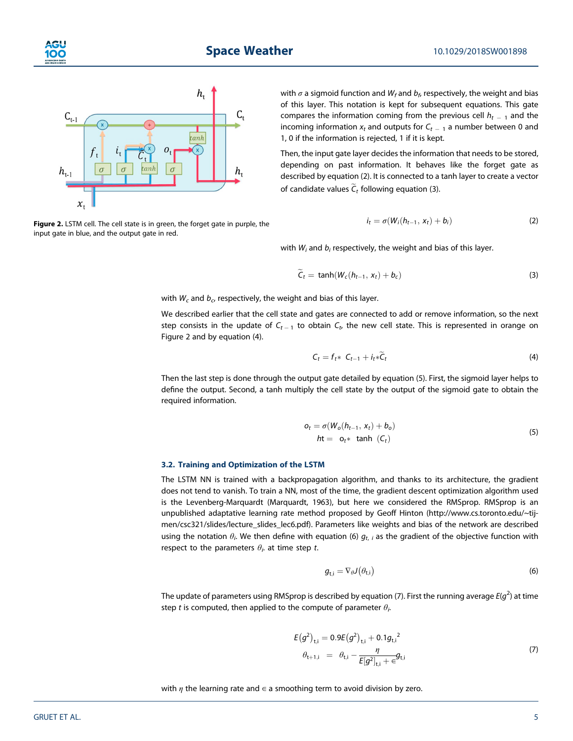Figure 2. LSTM cell. The cell state is in green, the forget gate in purple, the input gate in blue, and the output gate in red.

with $\sigma$ a sigmoid function and $W_f$ and $b_f$, respectively, the weight and bias of this layer. This notation is kept for subsequent equations. This gate compares the information coming from the previous cell $h_{t-1}$ and the incoming information $x_t$ and outputs for $C_{t-1}$ a number between 0 and 1, 0 if the information is rejected, 1 if it is kept.

Then, the input gate layer decides the information that needs to be stored, depending on past information. It behaves like the forget gate as described by equation (2). It is connected to a tanh layer to create a vector of candidate values $\widetilde{C}_t$ following equation (3).

$$i_t = \sigma(W_i(h_{t-1}, x_t) + b_i) \tag{2}$$

with $W_i$ and $b_i$ respectively, the weight and bias of this layer.

$$\widetilde{C}_t = \tanh(W_c(h_{t-1}, x_t) + b_c) \tag{3}$$

with $W_c$ and $b_c$, respectively, the weight and bias of this layer.

We described earlier that the cell state and gates are connected to add or remove information, so the next step consists in the update of $C_{t-1}$ to obtain $C_t$, the new cell state. This is represented in orange on Figure 2 and by equation (4).

$$C_t = f_t * C_{t-1} + i_t * \widetilde{C}_t \tag{4}$$

Then the last step is done through the output gate detailed by equation (5). First, the sigmoid layer helps to define the output. Second, a tanh multiply the cell state by the output of the sigmoid gate to obtain the required information.

$$\begin{aligned} o_t &= \sigma(W_o(h_{t-1}, x_t) + b_o) \\ ht &= o_t * \tanh(C_t) \end{aligned} \tag{5}$$

### 3.2. Training and Optimization of the LSTM

The LSTM NN is trained with a backpropagation algorithm, and thanks to its architecture, the gradient does not tend to vanish. To train a NN, most of the time, the gradient descent optimization algorithm used is the Levenberg-Marquardt (Marquardt, 1963), but here we considered the RMSprop. RMSprop is an unpublished adaptative learning rate method proposed by Geoff Hinton (http://www.cs.toronto.edu/~tijmen/csc321/slides/lecture_slides_lec6.pdf). Parameters like weights and bias of the network are described using the notation $\theta_i$. We then define with equation (6) $g_{t,i}$ as the gradient of the objective function with respect to the parameters $\theta_i$. at time step $t$.

$$g_{t,i} = \nabla_\theta J(\theta_{t,i}) \tag{6}$$

The update of parameters using RMSprop is described by equation (7). First the running average $E(g^2)$ at time step $t$ is computed, then applied to the compute of parameter $\theta_i$.

$$\begin{aligned} E(g^2)_{t,i} &= 0.9E(g^2)_{t,i} + 0.1{g_{t,i}}^2 \\ \theta_{t+1,i} &= \theta_{t,i} - \frac{\eta}{E[g^2]_{t,i} + \in} g_{t,i} \end{aligned} \tag{7}$$

with $\eta$ the learning rate and $\in$ a smoothing term to avoid division by zero.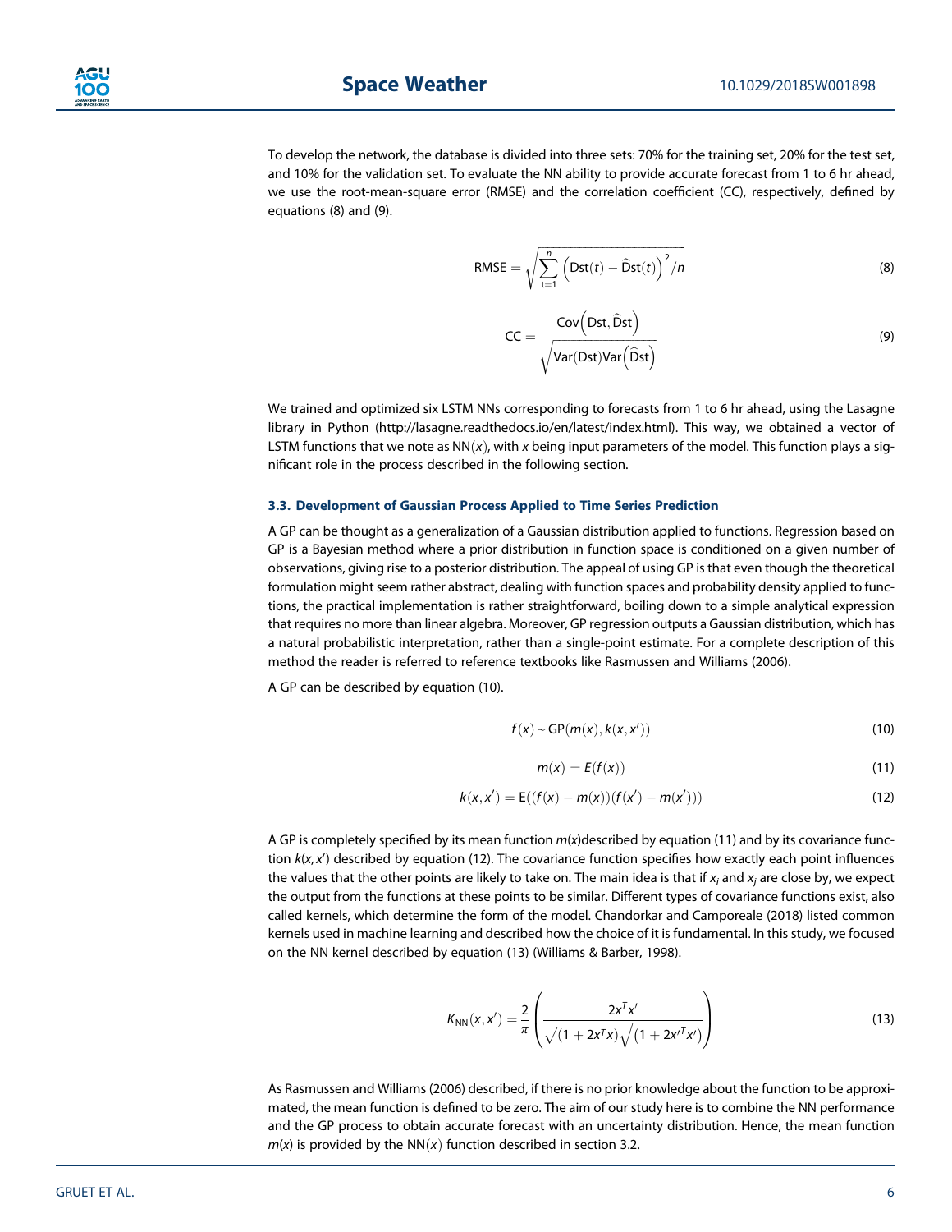To develop the network, the database is divided into three sets: 70% for the training set, 20% for the test set, and 10% for the validation set. To evaluate the NN ability to provide accurate forecast from 1 to 6 hr ahead, we use the root-mean-square error (RMSE) and the correlation coefficient (CC), respectively, defined by equations (8) and (9).

$$\mathrm{RMSE} = \sqrt{\sum_{t=1}^{n} \left(\mathrm{Dst}(t) - \widehat{\mathrm{D}}\mathrm{st}(t)\right)^2 / n} \tag{8}$$

$$\mathrm{CC} = \frac{\mathrm{Cov}\left(\mathrm{Dst}, \widehat{\mathrm{D}}\mathrm{st}\right)}{\sqrt{\mathrm{Var}(\mathrm{Dst})\mathrm{Var}\left(\widehat{\mathrm{D}}\mathrm{st}\right)}} \tag{9}$$

We trained and optimized six LSTM NNs corresponding to forecasts from 1 to 6 hr ahead, using the Lasagne library in Python (http://lasagne.readthedocs.io/en/latest/index.html). This way, we obtained a vector of LSTM functions that we note as $\mathrm{NN}(x)$, with $x$ being input parameters of the model. This function plays a significant role in the process described in the following section.

### 3.3. Development of Gaussian Process Applied to Time Series Prediction

A GP can be thought as a generalization of a Gaussian distribution applied to functions. Regression based on GP is a Bayesian method where a prior distribution in function space is conditioned on a given number of observations, giving rise to a posterior distribution. The appeal of using GP is that even though the theoretical formulation might seem rather abstract, dealing with function spaces and probability density applied to functions, the practical implementation is rather straightforward, boiling down to a simple analytical expression that requires no more than linear algebra. Moreover, GP regression outputs a Gaussian distribution, which has a natural probabilistic interpretation, rather than a single-point estimate. For a complete description of this method the reader is referred to reference textbooks like Rasmussen and Williams (2006).

A GP can be described by equation (10).

$$f(x) \sim \mathrm{GP}(m(x), k(x, x')) \tag{10}$$

$$m(x) = E(f(x)) \tag{11}$$

$$k(x, x') = \mathrm{E}((f(x) - m(x))(f(x') - m(x'))) \tag{12}$$

A GP is completely specified by its mean function $m(x)$described by equation (11) and by its covariance function $k(x, x')$ described by equation (12). The covariance function specifies how exactly each point influences the values that the other points are likely to take on. The main idea is that if $x_i$ and $x_j$ are close by, we expect the output from the functions at these points to be similar. Different types of covariance functions exist, also called kernels, which determine the form of the model. Chandorkar and Camporeale (2018) listed common kernels used in machine learning and described how the choice of it is fundamental. In this study, we focused on the NN kernel described by equation (13) (Williams & Barber, 1998).

$$K_{\mathrm{NN}}(x, x') = \frac{2}{\pi}\left(\frac{2x^T x'}{\sqrt{(1 + 2x^T x)}\sqrt{(1 + 2x'^T x')}}\right) \tag{13}$$

As Rasmussen and Williams (2006) described, if there is no prior knowledge about the function to be approximated, the mean function is defined to be zero. The aim of our study here is to combine the NN performance and the GP process to obtain accurate forecast with an uncertainty distribution. Hence, the mean function $m(x)$ is provided by the $\mathrm{NN}(x)$ function described in section 3.2.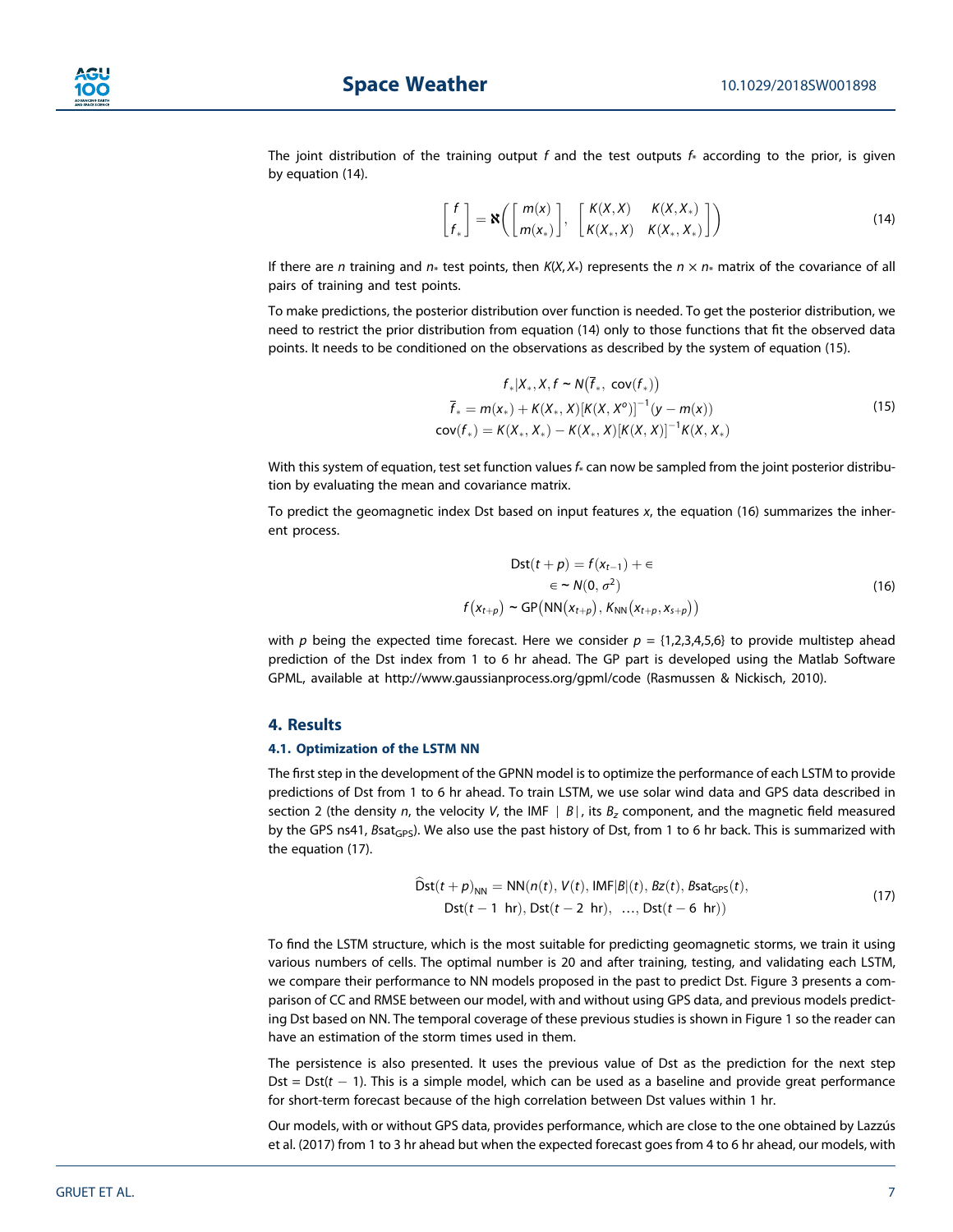The joint distribution of the training output $f$ and the test outputs $f_*$ according to the prior, is given by equation (14).

$$
\begin{bmatrix} f \\ f_* \end{bmatrix} = \aleph\left( \begin{bmatrix} m(x) \\ m(x_*) \end{bmatrix}, \begin{bmatrix} K(X,X) & K(X,X_*) \\ K(X_*,X) & K(X_*,X_*) \end{bmatrix} \right) \tag{14}
$$

If there are $n$ training and $n_*$ test points, then $K(X,X_*)$ represents the $n \times n_*$ matrix of the covariance of all pairs of training and test points.

To make predictions, the posterior distribution over function is needed. To get the posterior distribution, we need to restrict the prior distribution from equation (14) only to those functions that fit the observed data points. It needs to be conditioned on the observations as described by the system of equation (15).

$$
\begin{aligned}
f_*|X_*, X, f &\sim N\left(\bar{f}_*,\ \mathrm{cov}(f_*)\right) \\
\bar{f}_* &= m(x_*) + K(X_*, X)\left[K(X, X^o)\right]^{-1}(y - m(x)) \\
\mathrm{cov}(f_*) &= K(X_*, X_*) - K(X_*, X)\left[K(X, X)\right]^{-1}K(X, X_*)
\end{aligned} \tag{15}
$$

With this system of equation, test set function values $f_*$ can now be sampled from the joint posterior distribution by evaluating the mean and covariance matrix.

To predict the geomagnetic index Dst based on input features $x$, the equation (16) summarizes the inherent process.

$$
\begin{aligned}
\mathrm{Dst}(t+p) &= f(x_{t-1}) + \in \\
\in &\sim N(0, \sigma^2) \\
f\left(x_{t+p}\right) &\sim \mathrm{GP}\left(\mathrm{NN}\left(x_{t+p}\right), K_{\mathrm{NN}}\left(x_{t+p}, x_{s+p}\right)\right)
\end{aligned} \tag{16}
$$

with $p$ being the expected time forecast. Here we consider $p = \{1,2,3,4,5,6\}$ to provide multistep ahead prediction of the Dst index from 1 to 6 hr ahead. The GP part is developed using the Matlab Software GPML, available at http://www.gaussianprocess.org/gpml/code (Rasmussen & Nickisch, 2010).

## 4. Results

### 4.1. Optimization of the LSTM NN

The first step in the development of the GPNN model is to optimize the performance of each LSTM to provide predictions of Dst from 1 to 6 hr ahead. To train LSTM, we use solar wind data and GPS data described in section 2 (the density $n$, the velocity $V$, the IMF $|B|$, its $B_z$ component, and the magnetic field measured by the GPS ns41, $B\mathrm{sat}_{\mathrm{GPS}}$). We also use the past history of Dst, from 1 to 6 hr back. This is summarized with the equation (17).

$$
\begin{aligned}
\widehat{\mathrm{D}}\mathrm{st}(t+p)_{\mathrm{NN}} = \mathrm{NN}(&n(t), V(t), \mathrm{IMF}|B|(t), Bz(t), B\mathrm{sat}_{\mathrm{GPS}}(t), \\
&\mathrm{Dst}(t-1\ \mathrm{hr}), \mathrm{Dst}(t-2\ \mathrm{hr}),\ \ldots, \mathrm{Dst}(t-6\ \mathrm{hr}))
\end{aligned} \tag{17}
$$

To find the LSTM structure, which is the most suitable for predicting geomagnetic storms, we train it using various numbers of cells. The optimal number is 20 and after training, testing, and validating each LSTM, we compare their performance to NN models proposed in the past to predict Dst. Figure 3 presents a comparison of CC and RMSE between our model, with and without using GPS data, and previous models predicting Dst based on NN. The temporal coverage of these previous studies is shown in Figure 1 so the reader can have an estimation of the storm times used in them.

The persistence is also presented. It uses the previous value of Dst as the prediction for the next step Dst = Dst($t$ − 1). This is a simple model, which can be used as a baseline and provide great performance for short-term forecast because of the high correlation between Dst values within 1 hr.

Our models, with or without GPS data, provides performance, which are close to the one obtained by Lazzús et al. (2017) from 1 to 3 hr ahead but when the expected forecast goes from 4 to 6 hr ahead, our models, with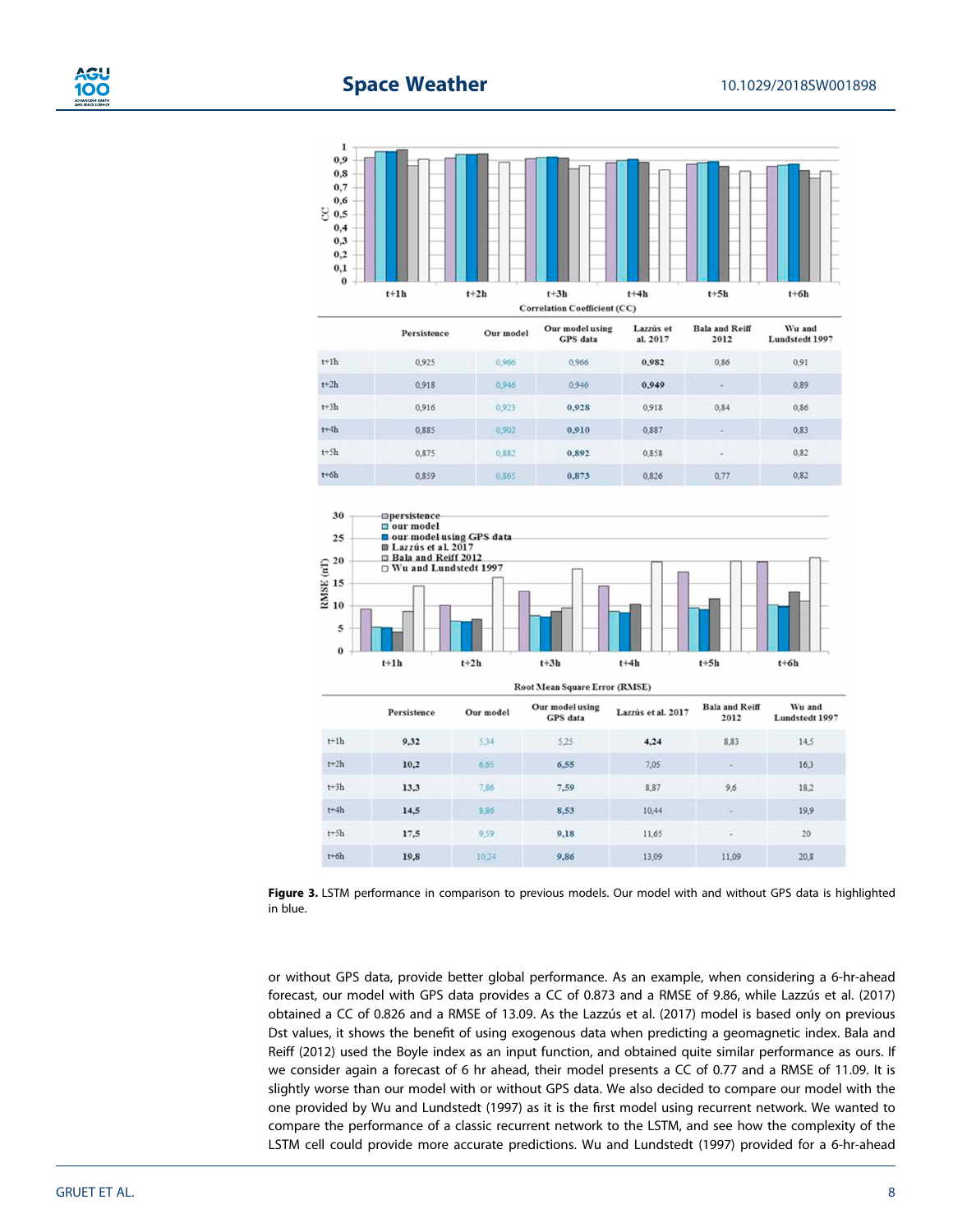Correlation Coefficient (CC)

| | Persistence | Our model | Our model using GPS data | Lazzús et al. 2017 | Bala and Reiff 2012 | Wu and Lundstedt 1997 |
|---|---|---|---|---|---|---|
| t+1h | 0,925 | 0,966 | 0,966 | **0,982** | 0,86 | 0,91 |
| t+2h | 0,918 | 0,946 | 0,946 | **0,949** | - | 0,89 |
| t+3h | 0,916 | 0,923 | **0,928** | 0,918 | 0,84 | 0,86 |
| t+4h | 0,885 | 0,902 | **0,910** | 0,887 | - | 0,83 |
| t+5h | 0,875 | 0,882 | **0,892** | 0,858 | - | 0,82 |
| t+6h | 0,859 | 0,865 | **0,873** | 0,826 | 0,77 | 0,82 |

Root Mean Square Error (RMSE)

| | Persistence | Our model | Our model using GPS data | Lazzús et al. 2017 | Bala and Reiff 2012 | Wu and Lundstedt 1997 |
|---|---|---|---|---|---|---|
| t+1h | **9,32** | 5,34 | 5,25 | **4,24** | 8,83 | 14,5 |
| t+2h | **10,2** | 6,65 | **6,55** | 7,05 | - | 16,3 |
| t+3h | **13,3** | 7,86 | **7,59** | 8,87 | 9,6 | 18,2 |
| t+4h | **14,5** | 8,86 | **8,53** | 10,44 | - | 19,9 |
| t+5h | **17,5** | 9,59 | **9,18** | 11,65 | - | 20 |
| t+6h | **19,8** | 10,24 | **9,86** | 13,09 | 11,09 | 20,8 |

**Figure 3.** LSTM performance in comparison to previous models. Our model with and without GPS data is highlighted in blue.

or without GPS data, provide better global performance. As an example, when considering a 6-hr-ahead forecast, our model with GPS data provides a CC of 0.873 and a RMSE of 9.86, while Lazzús et al. (2017) obtained a CC of 0.826 and a RMSE of 13.09. As the Lazzús et al. (2017) model is based only on previous Dst values, it shows the benefit of using exogenous data when predicting a geomagnetic index. Bala and Reiff (2012) used the Boyle index as an input function, and obtained quite similar performance as ours. If we consider again a forecast of 6 hr ahead, their model presents a CC of 0.77 and a RMSE of 11.09. It is slightly worse than our model with or without GPS data. We also decided to compare our model with the one provided by Wu and Lundstedt (1997) as it is the first model using recurrent network. We wanted to compare the performance of a classic recurrent network to the LSTM, and see how the complexity of the LSTM cell could provide more accurate predictions. Wu and Lundstedt (1997) provided for a 6-hr-ahead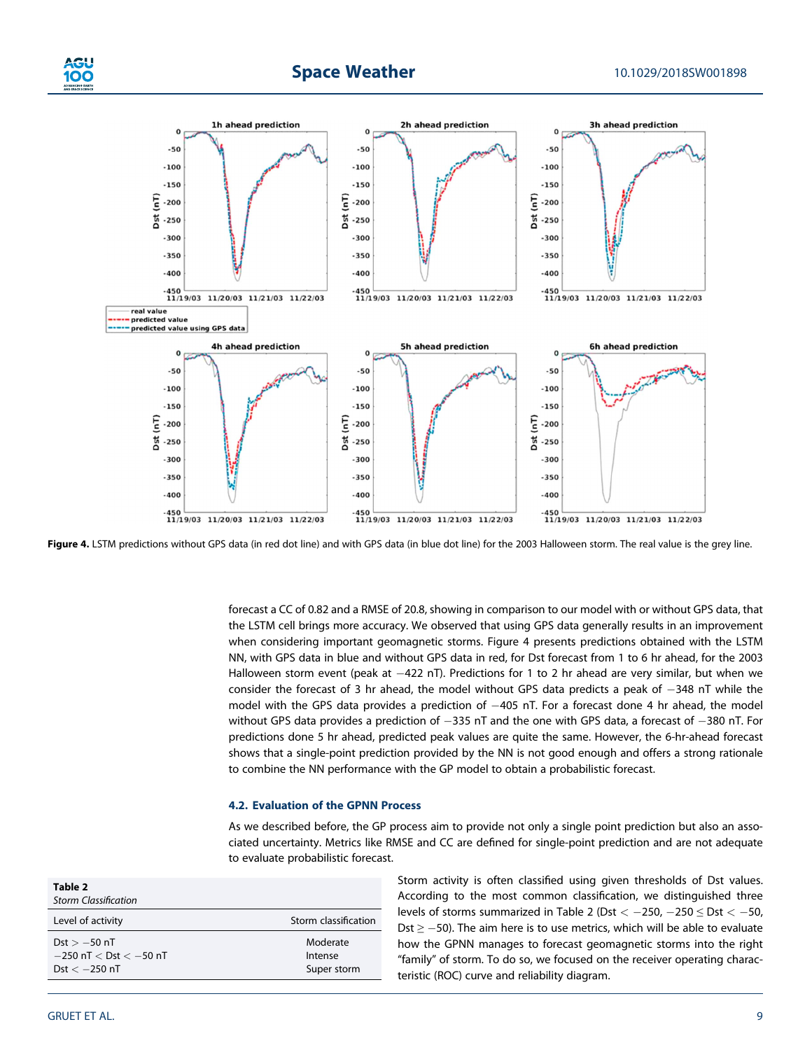Figure 4. LSTM predictions without GPS data (in red dot line) and with GPS data (in blue dot line) for the 2003 Halloween storm. The real value is the grey line.

forecast a CC of 0.82 and a RMSE of 20.8, showing in comparison to our model with or without GPS data, that the LSTM cell brings more accuracy. We observed that using GPS data generally results in an improvement when considering important geomagnetic storms. Figure 4 presents predictions obtained with the LSTM NN, with GPS data in blue and without GPS data in red, for Dst forecast from 1 to 6 hr ahead, for the 2003 Halloween storm event (peak at −422 nT). Predictions for 1 to 2 hr ahead are very similar, but when we consider the forecast of 3 hr ahead, the model without GPS data predicts a peak of −348 nT while the model with the GPS data provides a prediction of −405 nT. For a forecast done 4 hr ahead, the model without GPS data provides a prediction of −335 nT and the one with GPS data, a forecast of −380 nT. For predictions done 5 hr ahead, predicted peak values are quite the same. However, the 6-hr-ahead forecast shows that a single-point prediction provided by the NN is not good enough and offers a strong rationale to combine the NN performance with the GP model to obtain a probabilistic forecast.

### 4.2. Evaluation of the GPNN Process

As we described before, the GP process aim to provide not only a single point prediction but also an associated uncertainty. Metrics like RMSE and CC are defined for single-point prediction and are not adequate to evaluate probabilistic forecast.

**Table 2**
*Storm Classification*

| Level of activity | Storm classification |
|---|---|
| Dst > −50 nT | Moderate |
| −250 nT < Dst < −50 nT | Intense |
| Dst < −250 nT | Super storm |

Storm activity is often classified using given thresholds of Dst values. According to the most common classification, we distinguished three levels of storms summarized in Table 2 (Dst < −250, −250 ≤ Dst < −50, Dst ≥ −50). The aim here is to use metrics, which will be able to evaluate how the GPNN manages to forecast geomagnetic storms into the right "family" of storm. To do so, we focused on the receiver operating characteristic (ROC) curve and reliability diagram.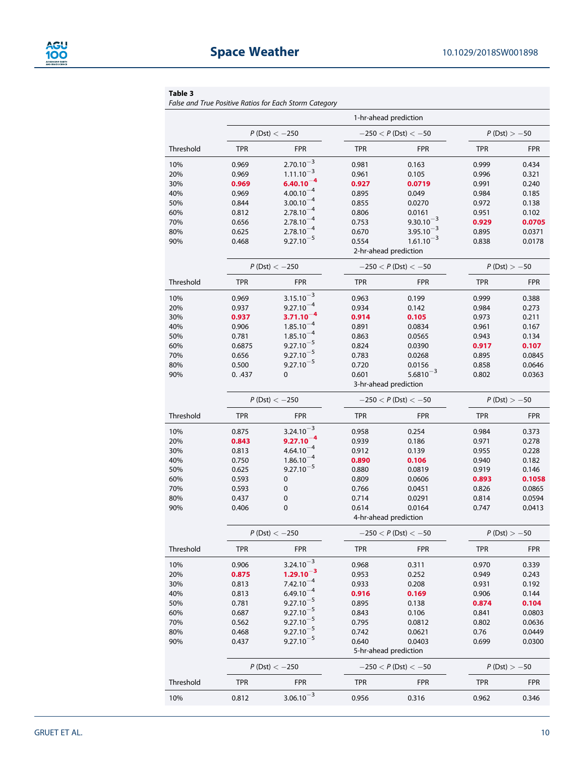**Table 3**

*False and True Positive Ratios for Each Storm Category*

| | 1-hr-ahead prediction | | | | | |
|---|---|---|---|---|---|---|
| | P (Dst) < −250 | | −250 < P (Dst) < −50 | | P (Dst) > −50 | |
| Threshold | TPR | FPR | TPR | FPR | TPR | FPR |
| 10% | 0.969 | $2.70.10^{-3}$ | 0.981 | 0.163 | 0.999 | 0.434 |
| 20% | 0.969 | $1.11.10^{-3}$ | 0.961 | 0.105 | 0.996 | 0.321 |
| 30% | **0.969** | **$6.40.10^{-4}$** | **0.927** | **0.0719** | 0.991 | 0.240 |
| 40% | 0.969 | $4.00.10^{-4}$ | 0.895 | 0.049 | 0.984 | 0.185 |
| 50% | 0.844 | $3.00.10^{-4}$ | 0.855 | 0.0270 | 0.972 | 0.138 |
| 60% | 0.812 | $2.78.10^{-4}$ | 0.806 | 0.0161 | 0.951 | 0.102 |
| 70% | 0.656 | $2.78.10^{-4}$ | 0.753 | $9.30.10^{-3}$ | **0.929** | **0.0705** |
| 80% | 0.625 | $2.78.10^{-4}$ | 0.670 | $3.95.10^{-3}$ | 0.895 | 0.0371 |
| 90% | 0.468 | $9.27.10^{-5}$ | 0.554 | $1.61.10^{-3}$ | 0.838 | 0.0178 |
| | 2-hr-ahead prediction | | | | | |
| | P (Dst) < −250 | | −250 < P (Dst) < −50 | | P (Dst) > −50 | |
| Threshold | TPR | FPR | TPR | FPR | TPR | FPR |
| 10% | 0.969 | $3.15.10^{-3}$ | 0.963 | 0.199 | 0.999 | 0.388 |
| 20% | 0.937 | $9.27.10^{-4}$ | 0.934 | 0.142 | 0.984 | 0.273 |
| 30% | **0.937** | **$3.71.10^{-4}$** | **0.914** | **0.105** | 0.973 | 0.211 |
| 40% | 0.906 | $1.85.10^{-4}$ | 0.891 | 0.0834 | 0.961 | 0.167 |
| 50% | 0.781 | $1.85.10^{-4}$ | 0.863 | 0.0565 | 0.943 | 0.134 |
| 60% | 0.6875 | $9.27.10^{-5}$ | 0.824 | 0.0390 | **0.917** | **0.107** |
| 70% | 0.656 | $9.27.10^{-5}$ | 0.783 | 0.0268 | 0.895 | 0.0845 |
| 80% | 0.500 | $9.27.10^{-5}$ | 0.720 | 0.0156 | 0.858 | 0.0646 |
| 90% | 0. .437 | 0 | 0.601 | $5.6810^{-3}$ | 0.802 | 0.0363 |
| | 3-hr-ahead prediction | | | | | |
| | P (Dst) < −250 | | −250 < P (Dst) < −50 | | P (Dst) > −50 | |
| Threshold | TPR | FPR | TPR | FPR | TPR | FPR |
| 10% | 0.875 | $3.24.10^{-3}$ | 0.958 | 0.254 | 0.984 | 0.373 |
| 20% | **0.843** | **$9.27.10^{-4}$** | 0.939 | 0.186 | 0.971 | 0.278 |
| 30% | 0.813 | $4.64.10^{-4}$ | 0.912 | 0.139 | 0.955 | 0.228 |
| 40% | 0.750 | $1.86.10^{-4}$ | **0.890** | **0.106** | 0.940 | 0.182 |
| 50% | 0.625 | $9.27.10^{-5}$ | 0.880 | 0.0819 | 0.919 | 0.146 |
| 60% | 0.593 | 0 | 0.809 | 0.0606 | **0.893** | **0.1058** |
| 70% | 0.593 | 0 | 0.766 | 0.0451 | 0.826 | 0.0865 |
| 80% | 0.437 | 0 | 0.714 | 0.0291 | 0.814 | 0.0594 |
| 90% | 0.406 | 0 | 0.614 | 0.0164 | 0.747 | 0.0413 |
| | 4-hr-ahead prediction | | | | | |
| | P (Dst) < −250 | | −250 < P (Dst) < −50 | | P (Dst) > −50 | |
| Threshold | TPR | FPR | TPR | FPR | TPR | FPR |
| 10% | 0.906 | $3.24.10^{-3}$ | 0.968 | 0.311 | 0.970 | 0.339 |
| 20% | **0.875** | **$1.29.10^{-3}$** | 0.953 | 0.252 | 0.949 | 0.243 |
| 30% | 0.813 | $7.42.10^{-4}$ | 0.933 | 0.208 | 0.931 | 0.192 |
| 40% | 0.813 | $6.49.10^{-4}$ | **0.916** | **0.169** | 0.906 | 0.144 |
| 50% | 0.781 | $9.27.10^{-5}$ | 0.895 | 0.138 | **0.874** | **0.104** |
| 60% | 0.687 | $9.27.10^{-5}$ | 0.843 | 0.106 | 0.841 | 0.0803 |
| 70% | 0.562 | $9.27.10^{-5}$ | 0.795 | 0.0812 | 0.802 | 0.0636 |
| 80% | 0.468 | $9.27.10^{-5}$ | 0.742 | 0.0621 | 0.76 | 0.0449 |
| 90% | 0.437 | $9.27.10^{-5}$ | 0.640 | 0.0403 | 0.699 | 0.0300 |
| | 5-hr-ahead prediction | | | | | |
| | P (Dst) < −250 | | −250 < P (Dst) < −50 | | P (Dst) > −50 | |
| Threshold | TPR | FPR | TPR | FPR | TPR | FPR |
| 10% | 0.812 | $3.06.10^{-3}$ | 0.956 | 0.316 | 0.962 | 0.346 |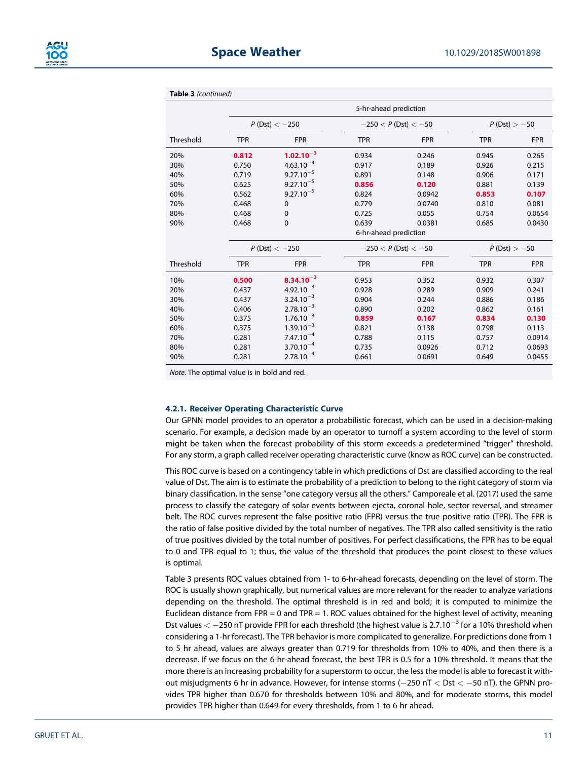**Table 3** *(continued)*

| | 5-hr-ahead prediction | | | | | |
|---|---|---|---|---|---|---|
| | $P$ (Dst) $< -250$ | | $-250 < P$ (Dst) $< -50$ | | $P$ (Dst) $> -50$ | |
| Threshold | TPR | FPR | TPR | FPR | TPR | FPR |
| 20% | **0.812** | **$1.02.10^{-3}$** | 0.934 | 0.246 | 0.945 | 0.265 |
| 30% | 0.750 | $4.63.10^{-4}$ | 0.917 | 0.189 | 0.926 | 0.215 |
| 40% | 0.719 | $9.27.10^{-5}$ | 0.891 | 0.148 | 0.906 | 0.171 |
| 50% | 0.625 | $9.27.10^{-5}$ | **0.856** | **0.120** | 0.881 | 0.139 |
| 60% | 0.562 | $9.27.10^{-5}$ | 0.824 | 0.0942 | **0.853** | **0.107** |
| 70% | 0.468 | 0 | 0.779 | 0.0740 | 0.810 | 0.081 |
| 80% | 0.468 | 0 | 0.725 | 0.055 | 0.754 | 0.0654 |
| 90% | 0.468 | 0 | 0.639 | 0.0381 | 0.685 | 0.0430 |
| | 6-hr-ahead prediction | | | | | |
| | $P$ (Dst) $< -250$ | | $-250 < P$ (Dst) $< -50$ | | $P$ (Dst) $> -50$ | |
| Threshold | TPR | FPR | TPR | FPR | TPR | FPR |
| 10% | **0.500** | **$8.34.10^{-3}$** | 0.953 | 0.352 | 0.932 | 0.307 |
| 20% | 0.437 | $4.92.10^{-3}$ | 0.928 | 0.289 | 0.909 | 0.241 |
| 30% | 0.437 | $3.24.10^{-3}$ | 0.904 | 0.244 | 0.886 | 0.186 |
| 40% | 0.406 | $2.78.10^{-3}$ | 0.890 | 0.202 | 0.862 | 0.161 |
| 50% | 0.375 | $1.76.10^{-3}$ | **0.859** | **0.167** | **0.834** | **0.130** |
| 60% | 0.375 | $1.39.10^{-3}$ | 0.821 | 0.138 | 0.798 | 0.113 |
| 70% | 0.281 | $7.47.10^{-4}$ | 0.788 | 0.115 | 0.757 | 0.0914 |
| 80% | 0.281 | $3.70.10^{-4}$ | 0.735 | 0.0926 | 0.712 | 0.0693 |
| 90% | 0.281 | $2.78.10^{-4}$ | 0.661 | 0.0691 | 0.649 | 0.0455 |

*Note.* The optimal value is in bold and red.

#### 4.2.1. Receiver Operating Characteristic Curve

Our GPNN model provides to an operator a probabilistic forecast, which can be used in a decision-making scenario. For example, a decision made by an operator to turnoff a system according to the level of storm might be taken when the forecast probability of this storm exceeds a predetermined "trigger" threshold. For any storm, a graph called receiver operating characteristic curve (know as ROC curve) can be constructed.

This ROC curve is based on a contingency table in which predictions of Dst are classified according to the real value of Dst. The aim is to estimate the probability of a prediction to belong to the right category of storm via binary classification, in the sense "one category versus all the others." Camporeale et al. (2017) used the same process to classify the category of solar events between ejecta, coronal hole, sector reversal, and streamer belt. The ROC curves represent the false positive ratio (FPR) versus the true positive ratio (TPR). The FPR is the ratio of false positive divided by the total number of negatives. The TPR also called sensitivity is the ratio of true positives divided by the total number of positives. For perfect classifications, the FPR has to be equal to 0 and TPR equal to 1; thus, the value of the threshold that produces the point closest to these values is optimal.

Table 3 presents ROC values obtained from 1- to 6-hr-ahead forecasts, depending on the level of storm. The ROC is usually shown graphically, but numerical values are more relevant for the reader to analyze variations depending on the threshold. The optimal threshold is in red and bold; it is computed to minimize the Euclidean distance from FPR = 0 and TPR = 1. ROC values obtained for the highest level of activity, meaning Dst values $< -250$ nT provide FPR for each threshold (the highest value is $2.7.10^{-3}$ for a 10% threshold when considering a 1-hr forecast). The TPR behavior is more complicated to generalize. For predictions done from 1 to 5 hr ahead, values are always greater than 0.719 for thresholds from 10% to 40%, and then there is a decrease. If we focus on the 6-hr-ahead forecast, the best TPR is 0.5 for a 10% threshold. It means that the more there is an increasing probability for a superstorm to occur, the less the model is able to forecast it without misjudgments 6 hr in advance. However, for intense storms ($-250$ nT $<$ Dst $< -50$ nT), the GPNN provides TPR higher than 0.670 for thresholds between 10% and 80%, and for moderate storms, this model provides TPR higher than 0.649 for every thresholds, from 1 to 6 hr ahead.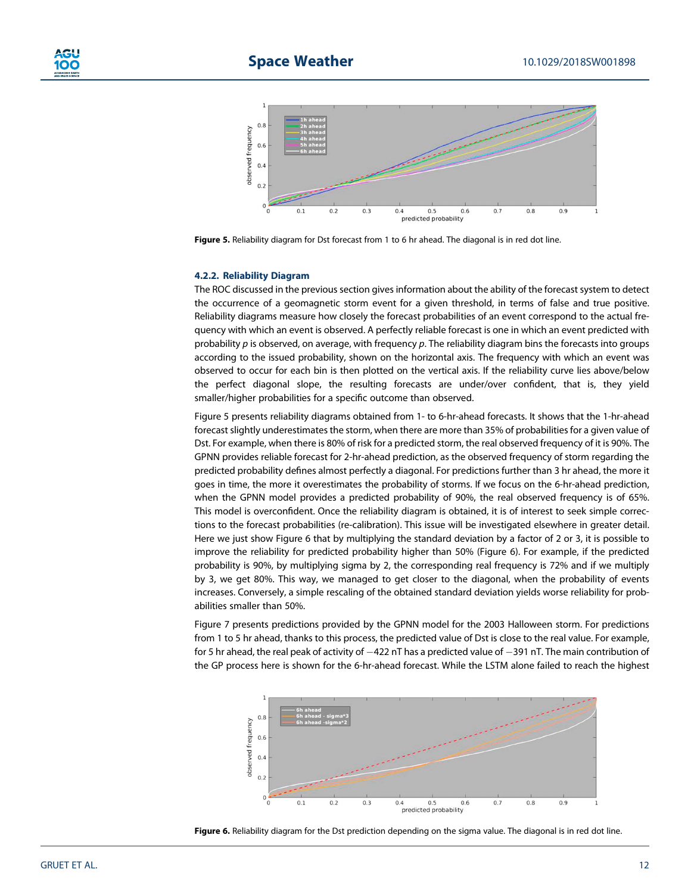**Figure 5.** Reliability diagram for Dst forecast from 1 to 6 hr ahead. The diagonal is in red dot line.

#### 4.2.2. Reliability Diagram

The ROC discussed in the previous section gives information about the ability of the forecast system to detect the occurrence of a geomagnetic storm event for a given threshold, in terms of false and true positive. Reliability diagrams measure how closely the forecast probabilities of an event correspond to the actual frequency with which an event is observed. A perfectly reliable forecast is one in which an event predicted with probability $p$ is observed, on average, with frequency $p$. The reliability diagram bins the forecasts into groups according to the issued probability, shown on the horizontal axis. The frequency with which an event was observed to occur for each bin is then plotted on the vertical axis. If the reliability curve lies above/below the perfect diagonal slope, the resulting forecasts are under/over confident, that is, they yield smaller/higher probabilities for a specific outcome than observed.

Figure 5 presents reliability diagrams obtained from 1- to 6-hr-ahead forecasts. It shows that the 1-hr-ahead forecast slightly underestimates the storm, when there are more than 35% of probabilities for a given value of Dst. For example, when there is 80% of risk for a predicted storm, the real observed frequency of it is 90%. The GPNN provides reliable forecast for 2-hr-ahead prediction, as the observed frequency of storm regarding the predicted probability defines almost perfectly a diagonal. For predictions further than 3 hr ahead, the more it goes in time, the more it overestimates the probability of storms. If we focus on the 6-hr-ahead prediction, when the GPNN model provides a predicted probability of 90%, the real observed frequency is of 65%. This model is overconfident. Once the reliability diagram is obtained, it is of interest to seek simple corrections to the forecast probabilities (re-calibration). This issue will be investigated elsewhere in greater detail. Here we just show Figure 6 that by multiplying the standard deviation by a factor of 2 or 3, it is possible to improve the reliability for predicted probability higher than 50% (Figure 6). For example, if the predicted probability is 90%, by multiplying sigma by 2, the corresponding real frequency is 72% and if we multiply by 3, we get 80%. This way, we managed to get closer to the diagonal, when the probability of events increases. Conversely, a simple rescaling of the obtained standard deviation yields worse reliability for probabilities smaller than 50%.

Figure 7 presents predictions provided by the GPNN model for the 2003 Halloween storm. For predictions from 1 to 5 hr ahead, thanks to this process, the predicted value of Dst is close to the real value. For example, for 5 hr ahead, the real peak of activity of −422 nT has a predicted value of −391 nT. The main contribution of the GP process here is shown for the 6-hr-ahead forecast. While the LSTM alone failed to reach the highest

**Figure 6.** Reliability diagram for the Dst prediction depending on the sigma value. The diagonal is in red dot line.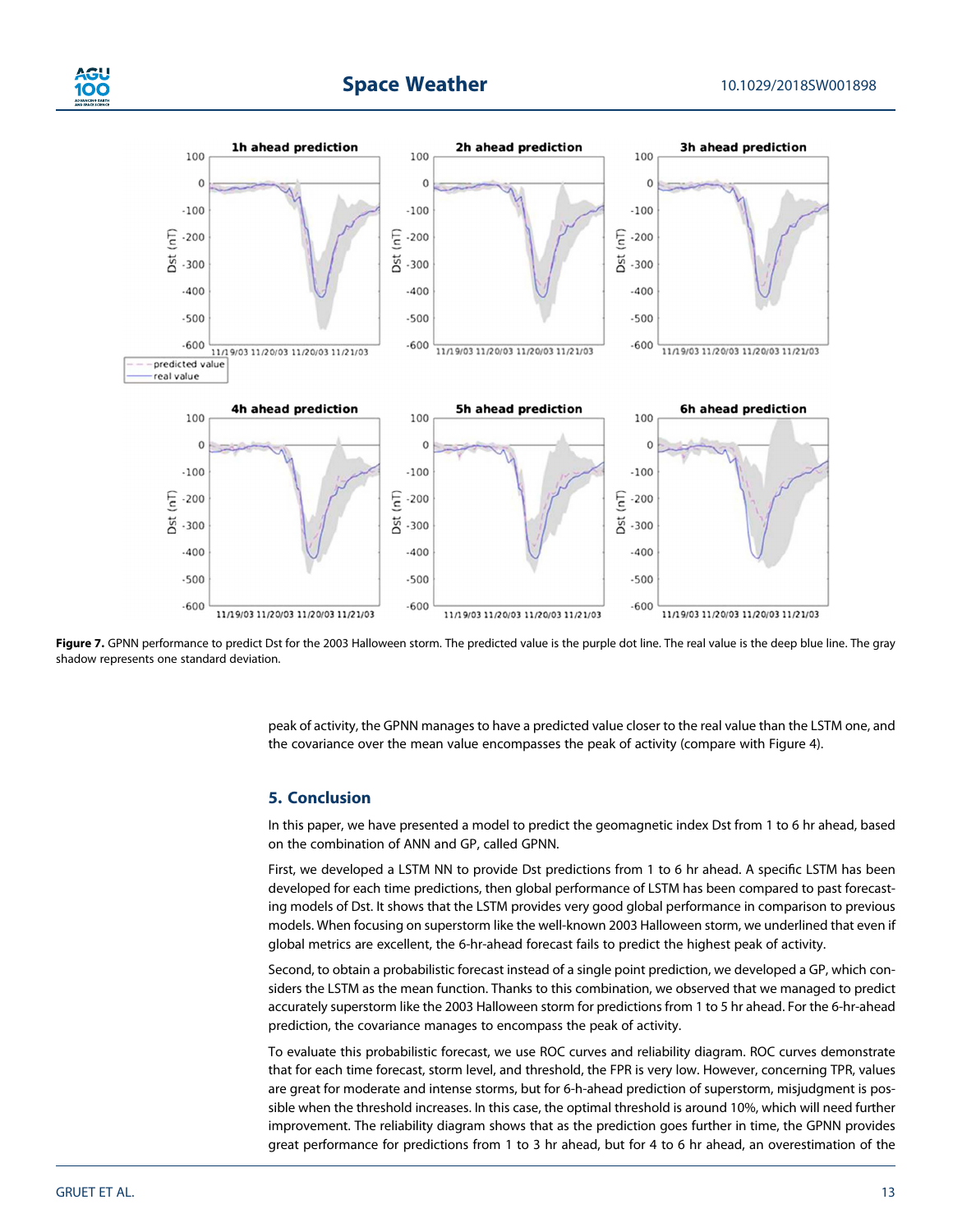**Figure 7.** GPNN performance to predict Dst for the 2003 Halloween storm. The predicted value is the purple dot line. The real value is the deep blue line. The gray shadow represents one standard deviation.

peak of activity, the GPNN manages to have a predicted value closer to the real value than the LSTM one, and the covariance over the mean value encompasses the peak of activity (compare with Figure 4).

## 5. Conclusion

In this paper, we have presented a model to predict the geomagnetic index Dst from 1 to 6 hr ahead, based on the combination of ANN and GP, called GPNN.

First, we developed a LSTM NN to provide Dst predictions from 1 to 6 hr ahead. A specific LSTM has been developed for each time predictions, then global performance of LSTM has been compared to past forecasting models of Dst. It shows that the LSTM provides very good global performance in comparison to previous models. When focusing on superstorm like the well-known 2003 Halloween storm, we underlined that even if global metrics are excellent, the 6-hr-ahead forecast fails to predict the highest peak of activity.

Second, to obtain a probabilistic forecast instead of a single point prediction, we developed a GP, which considers the LSTM as the mean function. Thanks to this combination, we observed that we managed to predict accurately superstorm like the 2003 Halloween storm for predictions from 1 to 5 hr ahead. For the 6-hr-ahead prediction, the covariance manages to encompass the peak of activity.

To evaluate this probabilistic forecast, we use ROC curves and reliability diagram. ROC curves demonstrate that for each time forecast, storm level, and threshold, the FPR is very low. However, concerning TPR, values are great for moderate and intense storms, but for 6-h-ahead prediction of superstorm, misjudgment is possible when the threshold increases. In this case, the optimal threshold is around 10%, which will need further improvement. The reliability diagram shows that as the prediction goes further in time, the GPNN provides great performance for predictions from 1 to 3 hr ahead, but for 4 to 6 hr ahead, an overestimation of the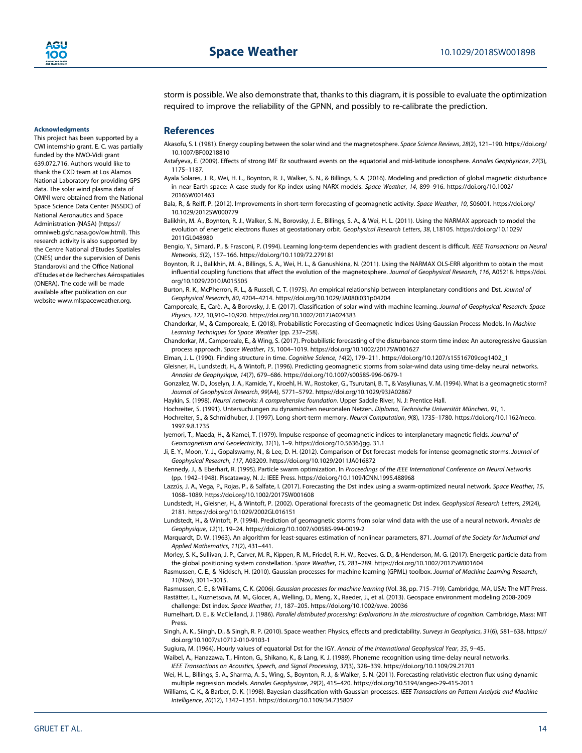storm is possible. We also demonstrate that, thanks to this diagram, it is possible to evaluate the optimization required to improve the reliability of the GPNN, and possibly to re-calibrate the prediction.

### Acknowledgments

This project has been supported by a CWI internship grant. E. C. was partially funded by the NWO-Vidi grant 639.072.716. Authors would like to thank the CXD team at Los Alamos National Laboratory for providing GPS data. The solar wind plasma data of OMNI were obtained from the National Space Science Data Center (NSSDC) of National Aeronautics and Space Administration (NASA) (https://omniweb.gsfc.nasa.gov/ow.html). This research activity is also supported by the Centre National d'Etudes Spatiales (CNES) under the supervision of Denis Standarovki and the Office National d'Etudes et de Recherches Aérospatiales (ONERA). The code will be made available after publication on our website www.mlspaceweather.org.

## References

Akasofu, S. I. (1981). Energy coupling between the solar wind and the magnetosphere. *Space Science Reviews*, *28*(2), 121–190. https://doi.org/10.1007/BF00218810

Astafyeva, E. (2009). Effects of strong IMF Bz southward events on the equatorial and mid-latitude ionosphere. *Annales Geophysicae*, *27*(3), 1175–1187.

Ayala Solares, J. R., Wei, H. L., Boynton, R. J., Walker, S. N., & Billings, S. A. (2016). Modeling and prediction of global magnetic disturbance in near-Earth space: A case study for Kp index using NARX models. *Space Weather*, *14*, 899–916. https://doi.org/10.1002/2016SW001463

Bala, R., & Reiff, P. (2012). Improvements in short-term forecasting of geomagnetic activity. *Space Weather*, *10*, S06001. https://doi.org/10.1029/2012SW000779

Balikhin, M. A., Boynton, R. J., Walker, S. N., Borovsky, J. E., Billings, S. A., & Wei, H. L. (2011). Using the NARMAX approach to model the evolution of energetic electrons fluxes at geostationary orbit. *Geophysical Research Letters*, *38*, L18105. https://doi.org/10.1029/2011GL048980

Bengio, Y., Simard, P., & Frasconi, P. (1994). Learning long-term dependencies with gradient descent is difficult. *IEEE Transactions on Neural Networks*, *5*(2), 157–166. https://doi.org/10.1109/72.279181

Boynton, R. J., Balikhin, M. A., Billings, S. A., Wei, H. L., & Ganushkina, N. (2011). Using the NARMAX OLS-ERR algorithm to obtain the most influential coupling functions that affect the evolution of the magnetosphere. *Journal of Geophysical Research*, *116*, A05218. https://doi.org/10.1029/2010JA015505

Burton, R. K., McPherron, R. L., & Russell, C. T. (1975). An empirical relationship between interplanetary conditions and Dst. *Journal of Geophysical Research*, *80*, 4204–4214. https://doi.org/10.1029/JA080i031p04204

Camporeale, E., Carè, A., & Borovsky, J. E. (2017). Classification of solar wind with machine learning. *Journal of Geophysical Research: Space Physics*, *122*, 10,910–10,920. https://doi.org/10.1002/2017JA024383

Chandorkar, M., & Camporeale, E. (2018). Probabilistic Forecasting of Geomagnetic Indices Using Gaussian Process Models. In *Machine Learning Techniques for Space Weather* (pp. 237–258).

Chandorkar, M., Camporeale, E., & Wing, S. (2017). Probabilistic forecasting of the disturbance storm time index: An autoregressive Gaussian process approach. *Space Weather*, *15*, 1004–1019. https://doi.org/10.1002/2017SW001627

Elman, J. L. (1990). Finding structure in time. *Cognitive Science*, *14*(2), 179–211. https://doi.org/10.1207/s15516709cog1402_1

Gleisner, H., Lundstedt, H., & Wintoft, P. (1996). Predicting geomagnetic storms from solar-wind data using time-delay neural networks. *Annales de Geophysique*, *14*(7), 679–686. https://doi.org/10.1007/s00585-996-0679-1

Gonzalez, W. D., Joselyn, J. A., Kamide, Y., Kroehl, H. W., Rostoker, G., Tsurutani, B. T., & Vasyliunas, V. M. (1994). What is a geomagnetic storm? *Journal of Geophysical Research*, *99*(A4), 5771–5792. https://doi.org/10.1029/93JA02867

Haykin, S. (1998). *Neural networks: A comprehensive foundation*. Upper Saddle River, N. J: Prentice Hall.

Hochreiter, S. (1991). Untersuchungen zu dynamischen neuronalen Netzen. *Diploma, Technische Universität München*, *91*, 1.

Hochreiter, S., & Schmidhuber, J. (1997). Long short-term memory. *Neural Computation*, *9*(8), 1735–1780. https://doi.org/10.1162/neco.1997.9.8.1735

Iyemori, T., Maeda, H., & Kamei, T. (1979). Impulse response of geomagnetic indices to interplanetary magnetic fields. *Journal of Geomagnetism and Geoelectricity*, *31*(1), 1–9. https://doi.org/10.5636/jgg. 31.1

Ji, E. Y., Moon, Y. J., Gopalswamy, N., & Lee, D. H. (2012). Comparison of Dst forecast models for intense geomagnetic storms. *Journal of Geophysical Research*, *117*, A03209. https://doi.org/10.1029/2011JA016872

Kennedy, J., & Eberhart, R. (1995). Particle swarm optimization. In *Proceedings of the IEEE International Conference on Neural Networks* (pp. 1942–1948). Piscataway, N. J.: IEEE Press. https://doi.org/10.1109/ICNN.1995.488968

Lazzús, J. A., Vega, P., Rojas, P., & Salfate, I. (2017). Forecasting the Dst index using a swarm-optimized neural network. *Space Weather*, *15*, 1068–1089. https://doi.org/10.1002/2017SW001608

Lundstedt, H., Gleisner, H., & Wintoft, P. (2002). Operational forecasts of the geomagnetic Dst index. *Geophysical Research Letters*, *29*(24), 2181. https://doi.org/10.1029/2002GL016151

Lundstedt, H., & Wintoft, P. (1994). Prediction of geomagnetic storms from solar wind data with the use of a neural network. *Annales de Geophysique*, *12*(1), 19–24. https://doi.org/10.1007/s00585-994-0019-2

Marquardt, D. W. (1963). An algorithm for least-squares estimation of nonlinear parameters, 871. *Journal of the Society for Industrial and Applied Mathematics*, *11*(2), 431–441.

Morley, S. K., Sullivan, J. P., Carver, M. R., Kippen, R. M., Friedel, R. H. W., Reeves, G. D., & Henderson, M. G. (2017). Energetic particle data from the global positioning system constellation. *Space Weather*, *15*, 283–289. https://doi.org/10.1002/2017SW001604

Rasmussen, C. E., & Nickisch, H. (2010). Gaussian processes for machine learning (GPML) toolbox. *Journal of Machine Learning Research*, *11*(Nov), 3011–3015.

Rasmussen, C. E., & Williams, C. K. (2006). *Gaussian processes for machine learning* (Vol. 38, pp. 715–719). Cambridge, MA, USA: The MIT Press.

Rastätter, L., Kuznetsova, M. M., Glocer, A., Welling, D., Meng, X., Raeder, J., et al. (2013). Geospace environment modeling 2008-2009 challenge: Dst index. *Space Weather*, *11*, 187–205. https://doi.org/10.1002/swe. 20036

Rumelhart, D. E., & McClelland, J. (1986). *Parallel distributed processing: Explorations in the microstructure of cognition*. Cambridge, Mass: MIT Press.

Singh, A. K., Siingh, D., & Singh, R. P. (2010). Space weather: Physics, effects and predictability. *Surveys in Geophysics*, *31*(6), 581–638. https://doi.org/10.1007/s10712-010-9103-1

Sugiura, M. (1964). Hourly values of equatorial Dst for the IGY. *Annals of the International Geophysical Year*, *35*, 9–45.

Waibel, A., Hanazawa, T., Hinton, G., Shikano, K., & Lang, K. J. (1989). Phoneme recognition using time-delay neural networks. *IEEE Transactions on Acoustics, Speech, and Signal Processing*, *37*(3), 328–339. https://doi.org/10.1109/29.21701

Wei, H. L., Billings, S. A., Sharma, A. S., Wing, S., Boynton, R. J., & Walker, S. N. (2011). Forecasting relativistic electron flux using dynamic multiple regression models. *Annales Geophysicae*, *29*(2), 415–420. https://doi.org/10.5194/angeo-29-415-2011

Williams, C. K., & Barber, D. K. (1998). Bayesian classification with Gaussian processes. *IEEE Transactions on Pattern Analysis and Machine Intelligence*, *20*(12), 1342–1351. https://doi.org/10.1109/34.735807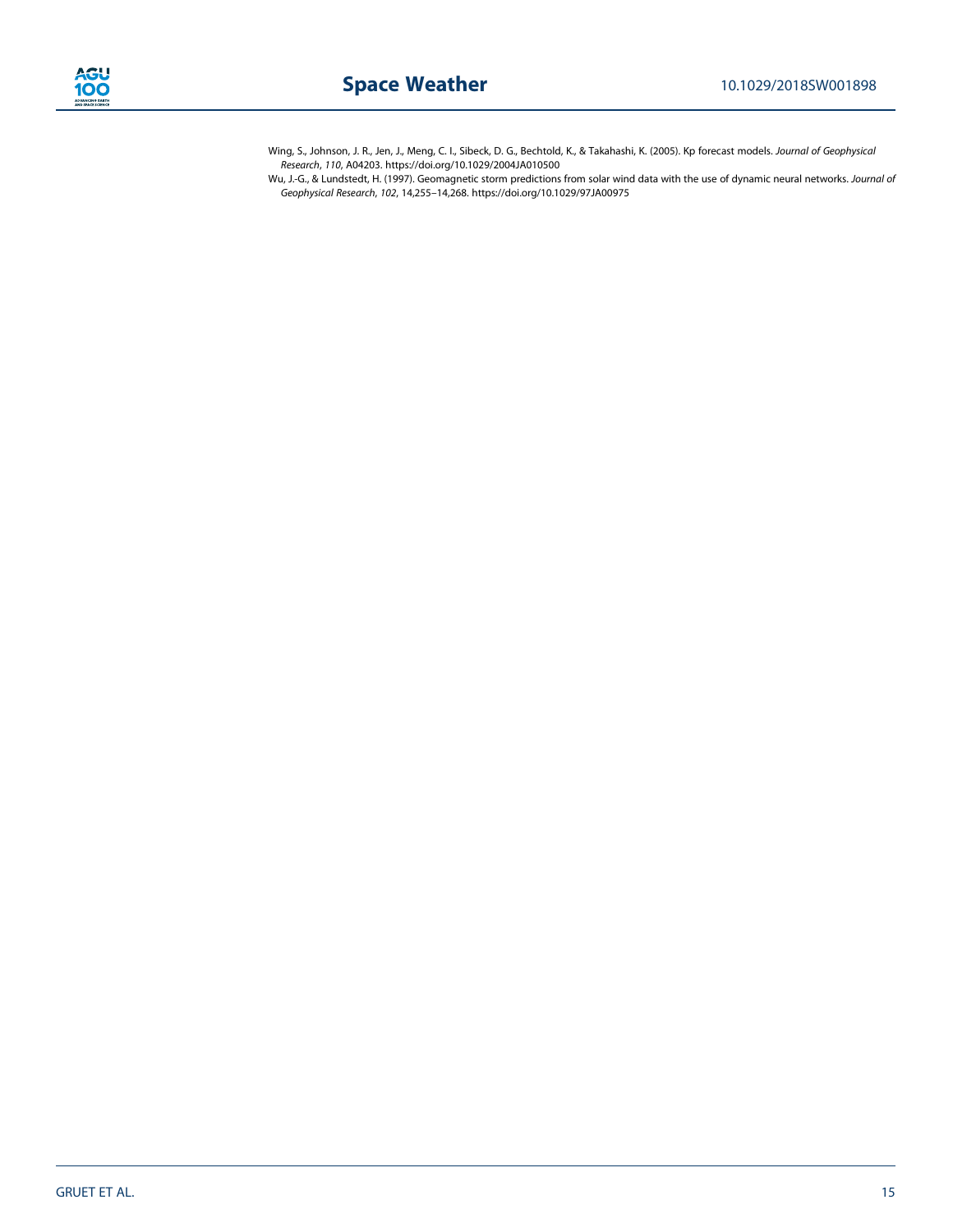Wing, S., Johnson, J. R., Jen, J., Meng, C. I., Sibeck, D. G., Bechtold, K., & Takahashi, K. (2005). Kp forecast models. *Journal of Geophysical Research*, *110*, A04203. https://doi.org/10.1029/2004JA010500

Wu, J.-G., & Lundstedt, H. (1997). Geomagnetic storm predictions from solar wind data with the use of dynamic neural networks. *Journal of Geophysical Research*, *102*, 14,255–14,268. https://doi.org/10.1029/97JA00975